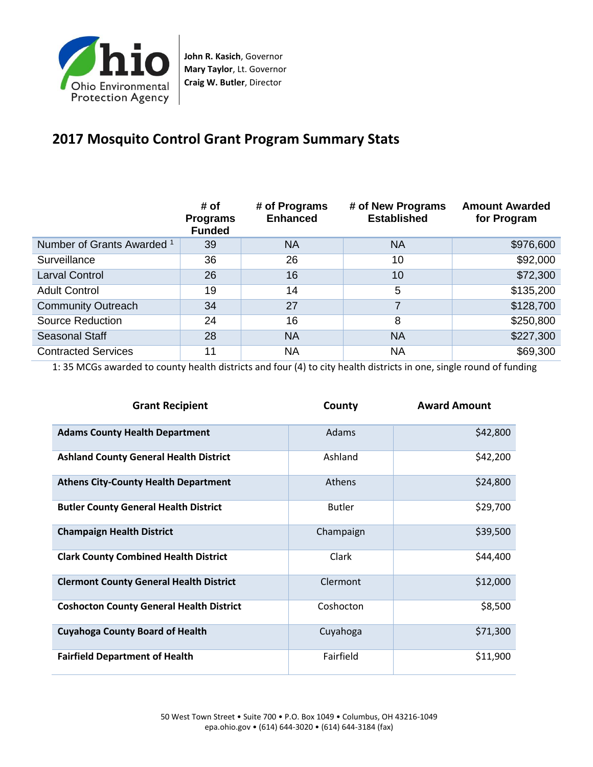Ohio Environmental Protection Agency

**John R. Kasich**, Governor
**Mary Taylor**, Lt. Governor
**Craig W. Butler**, Director

## 2017 Mosquito Control Grant Program Summary Stats

| | # of Programs Funded | # of Programs Enhanced | # of New Programs Established | Amount Awarded for Program |
|---|---|---|---|---|
| Number of Grants Awarded [1] | 39 | NA | NA | $976,600 |
| Surveillance | 36 | 26 | 10 | $92,000 |
| Larval Control | 26 | 16 | 10 | $72,300 |
| Adult Control | 19 | 14 | 5 | $135,200 |
| Community Outreach | 34 | 27 | 7 | $128,700 |
| Source Reduction | 24 | 16 | 8 | $250,800 |
| Seasonal Staff | 28 | NA | NA | $227,300 |
| Contracted Services | 11 | NA | NA | $69,300 |

1: 35 MCGs awarded to county health districts and four (4) to city health districts in one, single round of funding

| Grant Recipient | County | Award Amount |
|---|---|---|
| **Adams County Health Department** | Adams | $42,800 |
| **Ashland County General Health District** | Ashland | $42,200 |
| **Athens City-County Health Department** | Athens | $24,800 |
| **Butler County General Health District** | Butler | $29,700 |
| **Champaign Health District** | Champaign | $39,500 |
| **Clark County Combined Health District** | Clark | $44,400 |
| **Clermont County General Health District** | Clermont | $12,000 |
| **Coshocton County General Health District** | Coshocton | $8,500 |
| **Cuyahoga County Board of Health** | Cuyahoga | $71,300 |
| **Fairfield Department of Health** | Fairfield | $11,900 |

50 West Town Street • Suite 700 • P.O. Box 1049 • Columbus, OH 43216-1049
epa.ohio.gov • (614) 644-3020 • (614) 644-3184 (fax)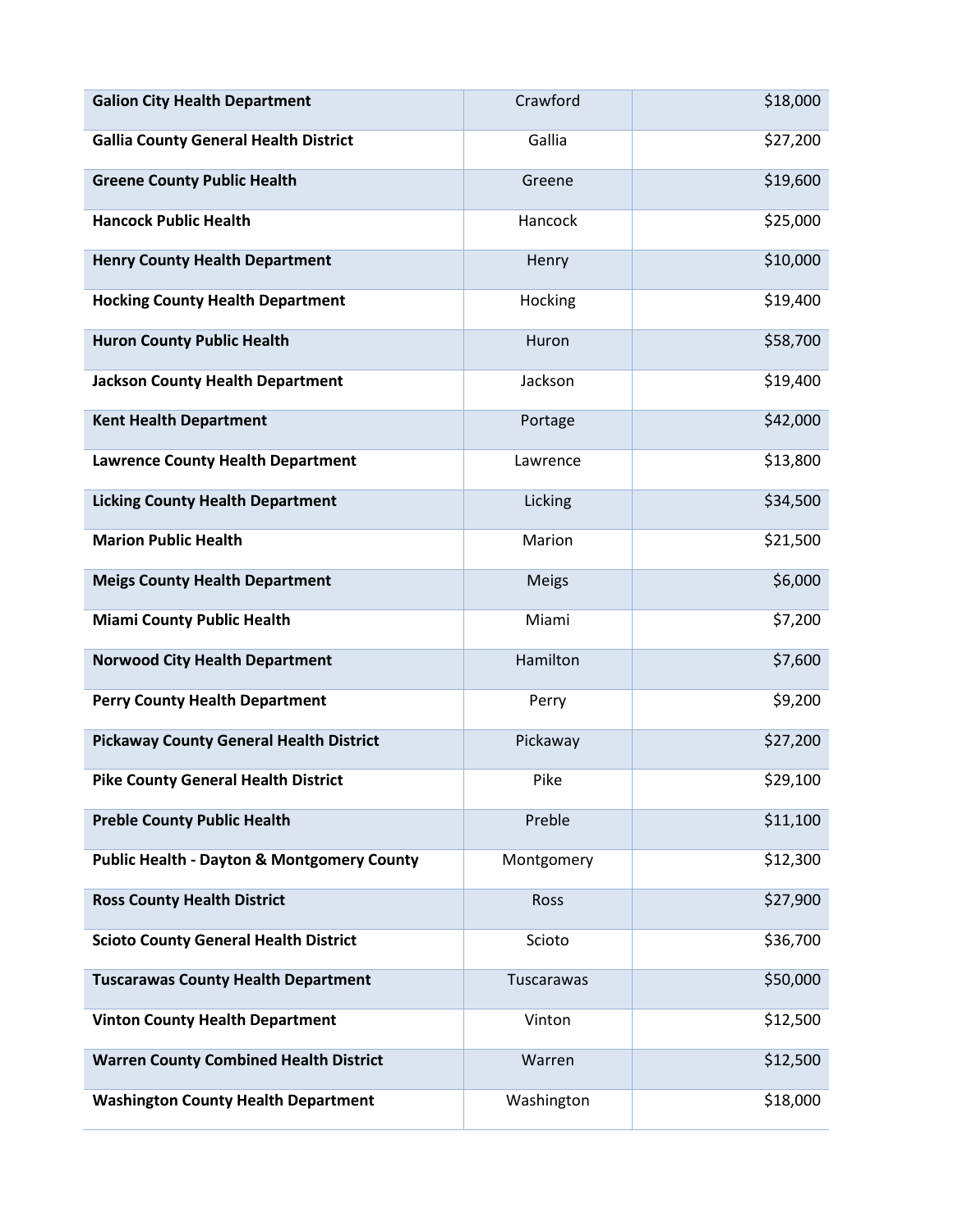| | | |
|---|---|---|
| **Galion City Health Department** | Crawford | $18,000 |
| **Gallia County General Health District** | Gallia | $27,200 |
| **Greene County Public Health** | Greene | $19,600 |
| **Hancock Public Health** | Hancock | $25,000 |
| **Henry County Health Department** | Henry | $10,000 |
| **Hocking County Health Department** | Hocking | $19,400 |
| **Huron County Public Health** | Huron | $58,700 |
| **Jackson County Health Department** | Jackson | $19,400 |
| **Kent Health Department** | Portage | $42,000 |
| **Lawrence County Health Department** | Lawrence | $13,800 |
| **Licking County Health Department** | Licking | $34,500 |
| **Marion Public Health** | Marion | $21,500 |
| **Meigs County Health Department** | Meigs | $6,000 |
| **Miami County Public Health** | Miami | $7,200 |
| **Norwood City Health Department** | Hamilton | $7,600 |
| **Perry County Health Department** | Perry | $9,200 |
| **Pickaway County General Health District** | Pickaway | $27,200 |
| **Pike County General Health District** | Pike | $29,100 |
| **Preble County Public Health** | Preble | $11,100 |
| **Public Health - Dayton & Montgomery County** | Montgomery | $12,300 |
| **Ross County Health District** | Ross | $27,900 |
| **Scioto County General Health District** | Scioto | $36,700 |
| **Tuscarawas County Health Department** | Tuscarawas | $50,000 |
| **Vinton County Health Department** | Vinton | $12,500 |
| **Warren County Combined Health District** | Warren | $12,500 |
| **Washington County Health Department** | Washington | $18,000 |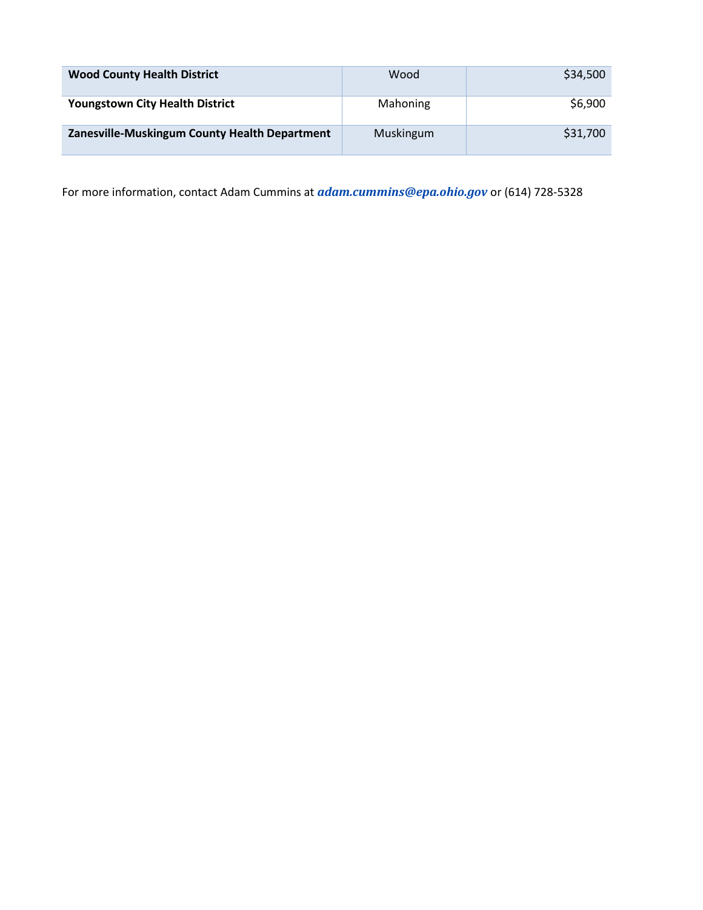| | | |
|---|---|---|
| **Wood County Health District** | Wood | $34,500 |
| **Youngstown City Health District** | Mahoning | $6,900 |
| **Zanesville-Muskingum County Health Department** | Muskingum | $31,700 |

For more information, contact Adam Cummins at ***adam.cummins@epa.ohio.gov*** or (614) 728-5328